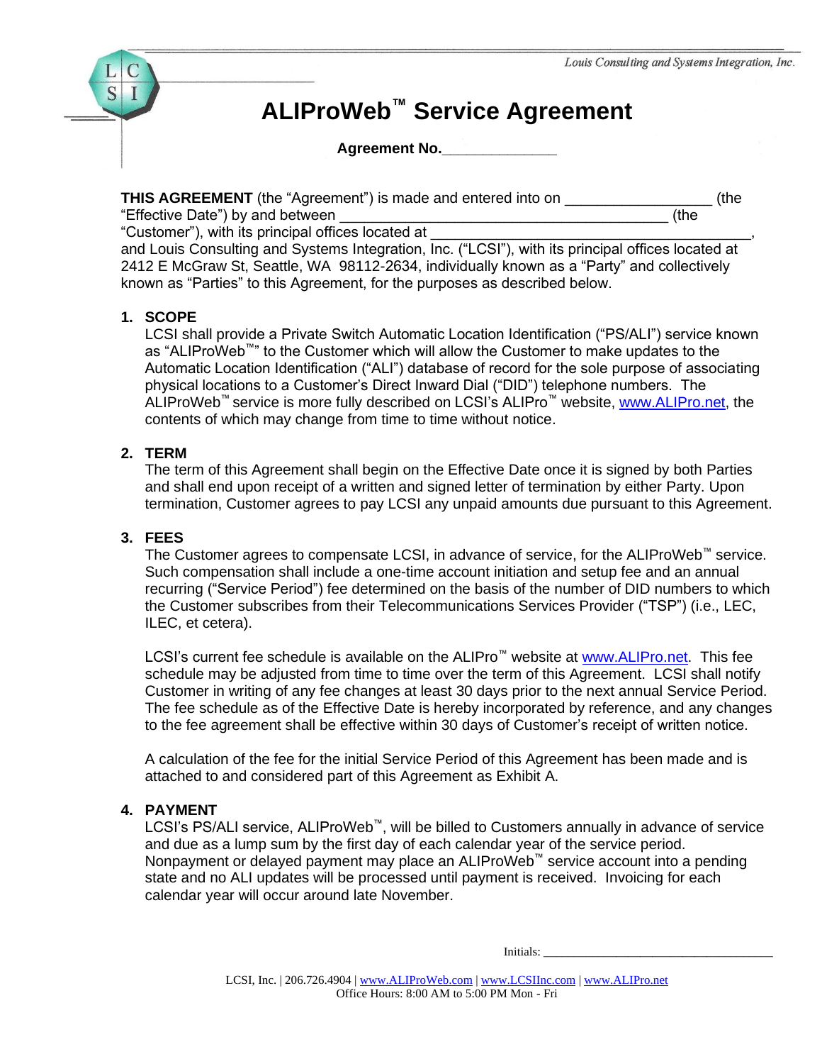Louis Consulting and Systems Integration, Inc.

# ALIProWeb™ Service Agreement

**Agreement No.**_______________

**THIS AGREEMENT** (the "Agreement") is made and entered into on __________________ (the "Effective Date") by and between _______________________________________ (the "Customer"), with its principal offices located at ________________________________________, and Louis Consulting and Systems Integration, Inc. ("LCSI"), with its principal offices located at 2412 E McGraw St, Seattle, WA 98112-2634, individually known as a "Party" and collectively known as "Parties" to this Agreement, for the purposes as described below.

1. **SCOPE**
   LCSI shall provide a Private Switch Automatic Location Identification ("PS/ALI") service known as "ALIProWeb™" to the Customer which will allow the Customer to make updates to the Automatic Location Identification ("ALI") database of record for the sole purpose of associating physical locations to a Customer's Direct Inward Dial ("DID") telephone numbers. The ALIProWeb™ service is more fully described on LCSI's ALIPro™ website, www.ALIPro.net, the contents of which may change from time to time without notice.

2. **TERM**
   The term of this Agreement shall begin on the Effective Date once it is signed by both Parties and shall end upon receipt of a written and signed letter of termination by either Party. Upon termination, Customer agrees to pay LCSI any unpaid amounts due pursuant to this Agreement.

3. **FEES**
   The Customer agrees to compensate LCSI, in advance of service, for the ALIProWeb™ service. Such compensation shall include a one-time account initiation and setup fee and an annual recurring ("Service Period") fee determined on the basis of the number of DID numbers to which the Customer subscribes from their Telecommunications Services Provider ("TSP") (i.e., LEC, ILEC, et cetera).

   LCSI's current fee schedule is available on the ALIPro™ website at www.ALIPro.net. This fee schedule may be adjusted from time to time over the term of this Agreement. LCSI shall notify Customer in writing of any fee changes at least 30 days prior to the next annual Service Period. The fee schedule as of the Effective Date is hereby incorporated by reference, and any changes to the fee agreement shall be effective within 30 days of Customer's receipt of written notice.

   A calculation of the fee for the initial Service Period of this Agreement has been made and is attached to and considered part of this Agreement as Exhibit A.

4. **PAYMENT**
   LCSI's PS/ALI service, ALIProWeb™, will be billed to Customers annually in advance of service and due as a lump sum by the first day of each calendar year of the service period. Nonpayment or delayed payment may place an ALIProWeb™ service account into a pending state and no ALI updates will be processed until payment is received. Invoicing for each calendar year will occur around late November.

Initials: ____________________________________

LCSI, Inc. | 206.726.4904 | www.ALIProWeb.com | www.LCSIInc.com | www.ALIPro.net
Office Hours: 8:00 AM to 5:00 PM Mon - Fri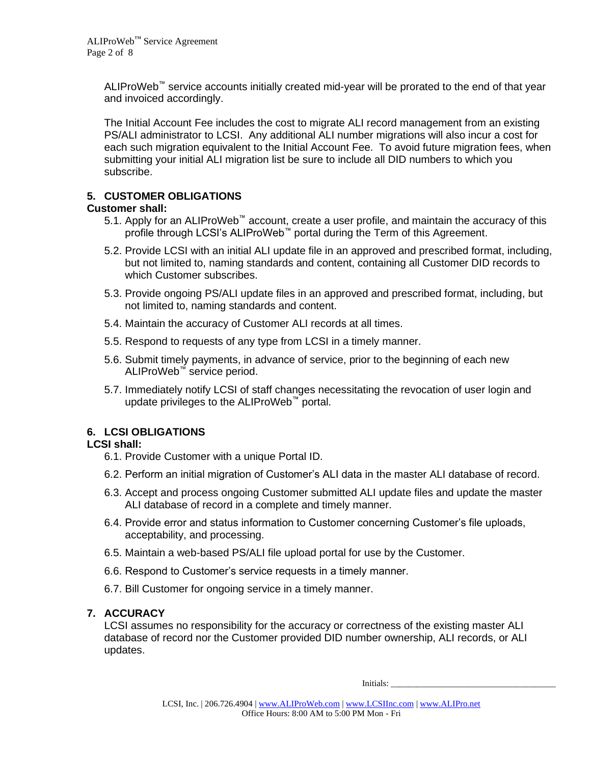ALIProWeb™ service accounts initially created mid-year will be prorated to the end of that year and invoiced accordingly.

The Initial Account Fee includes the cost to migrate ALI record management from an existing PS/ALI administrator to LCSI. Any additional ALI number migrations will also incur a cost for each such migration equivalent to the Initial Account Fee. To avoid future migration fees, when submitting your initial ALI migration list be sure to include all DID numbers to which you subscribe.

## 5. CUSTOMER OBLIGATIONS

**Customer shall:**

5.1. Apply for an ALIProWeb™ account, create a user profile, and maintain the accuracy of this profile through LCSI's ALIProWeb™ portal during the Term of this Agreement.

5.2. Provide LCSI with an initial ALI update file in an approved and prescribed format, including, but not limited to, naming standards and content, containing all Customer DID records to which Customer subscribes.

5.3. Provide ongoing PS/ALI update files in an approved and prescribed format, including, but not limited to, naming standards and content.

5.4. Maintain the accuracy of Customer ALI records at all times.

5.5. Respond to requests of any type from LCSI in a timely manner.

5.6. Submit timely payments, in advance of service, prior to the beginning of each new ALIProWeb™ service period.

5.7. Immediately notify LCSI of staff changes necessitating the revocation of user login and update privileges to the ALIProWeb™ portal.

## 6. LCSI OBLIGATIONS

**LCSI shall:**

6.1. Provide Customer with a unique Portal ID.

6.2. Perform an initial migration of Customer's ALI data in the master ALI database of record.

6.3. Accept and process ongoing Customer submitted ALI update files and update the master ALI database of record in a complete and timely manner.

6.4. Provide error and status information to Customer concerning Customer's file uploads, acceptability, and processing.

6.5. Maintain a web-based PS/ALI file upload portal for use by the Customer.

6.6. Respond to Customer's service requests in a timely manner.

6.7. Bill Customer for ongoing service in a timely manner.

## 7. ACCURACY

LCSI assumes no responsibility for the accuracy or correctness of the existing master ALI database of record nor the Customer provided DID number ownership, ALI records, or ALI updates.

Initials: ___________________________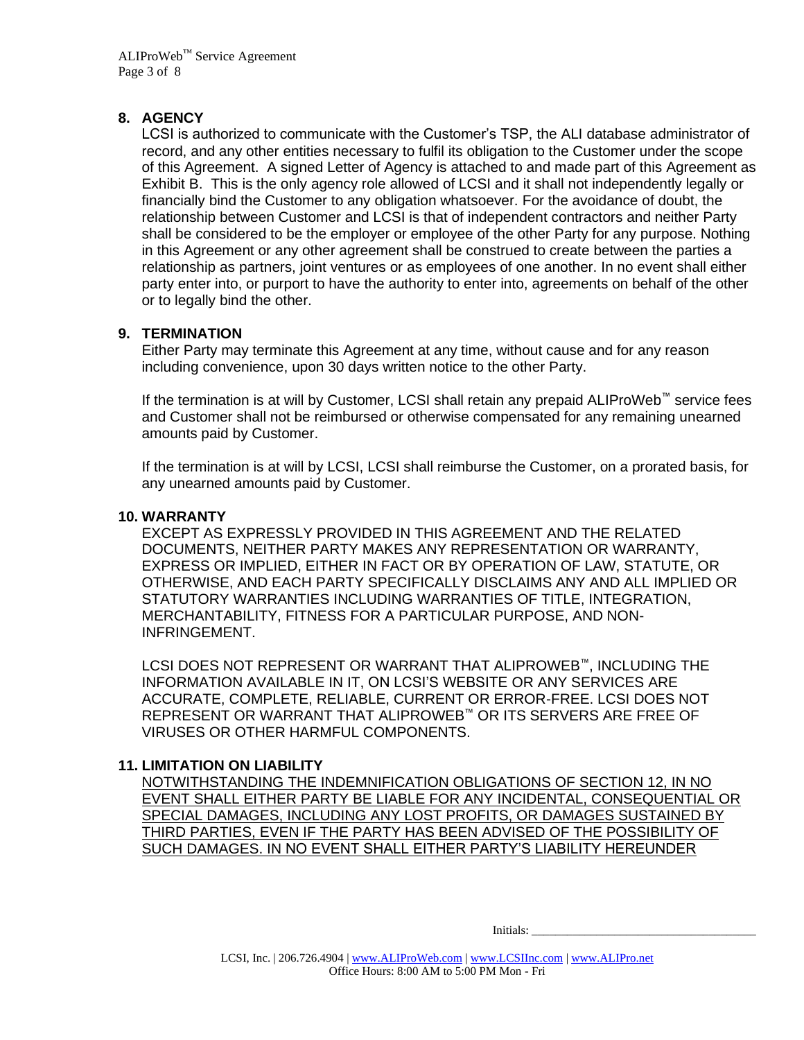## 8. AGENCY

LCSI is authorized to communicate with the Customer's TSP, the ALI database administrator of record, and any other entities necessary to fulfil its obligation to the Customer under the scope of this Agreement. A signed Letter of Agency is attached to and made part of this Agreement as Exhibit B. This is the only agency role allowed of LCSI and it shall not independently legally or financially bind the Customer to any obligation whatsoever. For the avoidance of doubt, the relationship between Customer and LCSI is that of independent contractors and neither Party shall be considered to be the employer or employee of the other Party for any purpose. Nothing in this Agreement or any other agreement shall be construed to create between the parties a relationship as partners, joint ventures or as employees of one another. In no event shall either party enter into, or purport to have the authority to enter into, agreements on behalf of the other or to legally bind the other.

## 9. TERMINATION

Either Party may terminate this Agreement at any time, without cause and for any reason including convenience, upon 30 days written notice to the other Party.

If the termination is at will by Customer, LCSI shall retain any prepaid ALIProWeb™ service fees and Customer shall not be reimbursed or otherwise compensated for any remaining unearned amounts paid by Customer.

If the termination is at will by LCSI, LCSI shall reimburse the Customer, on a prorated basis, for any unearned amounts paid by Customer.

## 10. WARRANTY

EXCEPT AS EXPRESSLY PROVIDED IN THIS AGREEMENT AND THE RELATED DOCUMENTS, NEITHER PARTY MAKES ANY REPRESENTATION OR WARRANTY, EXPRESS OR IMPLIED, EITHER IN FACT OR BY OPERATION OF LAW, STATUTE, OR OTHERWISE, AND EACH PARTY SPECIFICALLY DISCLAIMS ANY AND ALL IMPLIED OR STATUTORY WARRANTIES INCLUDING WARRANTIES OF TITLE, INTEGRATION, MERCHANTABILITY, FITNESS FOR A PARTICULAR PURPOSE, AND NON-INFRINGEMENT.

LCSI DOES NOT REPRESENT OR WARRANT THAT ALIPROWEB™, INCLUDING THE INFORMATION AVAILABLE IN IT, ON LCSI'S WEBSITE OR ANY SERVICES ARE ACCURATE, COMPLETE, RELIABLE, CURRENT OR ERROR-FREE. LCSI DOES NOT REPRESENT OR WARRANT THAT ALIPROWEB™ OR ITS SERVERS ARE FREE OF VIRUSES OR OTHER HARMFUL COMPONENTS.

## 11. LIMITATION ON LIABILITY

NOTWITHSTANDING THE INDEMNIFICATION OBLIGATIONS OF SECTION 12, IN NO EVENT SHALL EITHER PARTY BE LIABLE FOR ANY INCIDENTAL, CONSEQUENTIAL OR SPECIAL DAMAGES, INCLUDING ANY LOST PROFITS, OR DAMAGES SUSTAINED BY THIRD PARTIES, EVEN IF THE PARTY HAS BEEN ADVISED OF THE POSSIBILITY OF SUCH DAMAGES. IN NO EVENT SHALL EITHER PARTY'S LIABILITY HEREUNDER

Initials: ____________________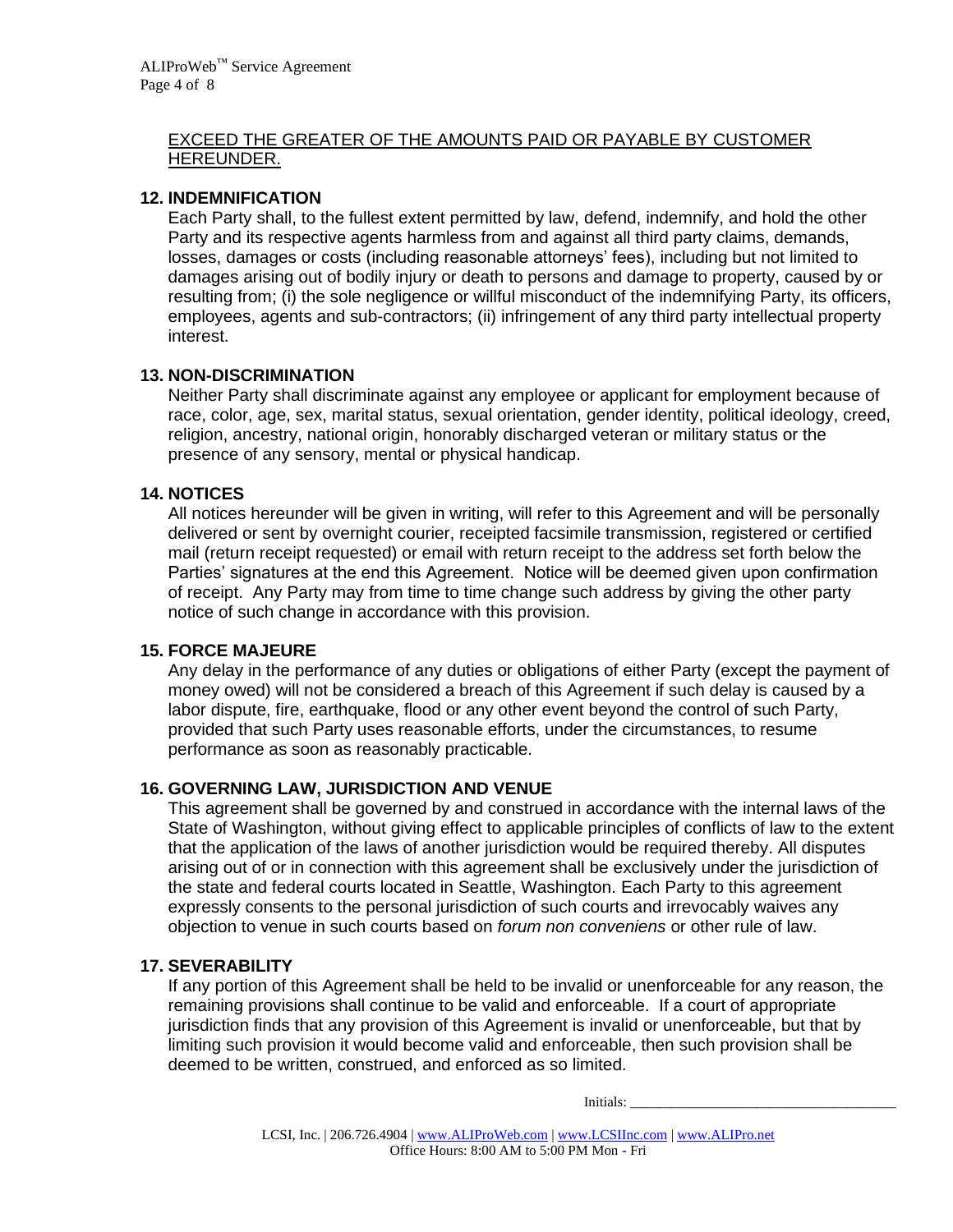<u>EXCEED THE GREATER OF THE AMOUNTS PAID OR PAYABLE BY CUSTOMER HEREUNDER.</u>

**12. INDEMNIFICATION**

Each Party shall, to the fullest extent permitted by law, defend, indemnify, and hold the other Party and its respective agents harmless from and against all third party claims, demands, losses, damages or costs (including reasonable attorneys' fees), including but not limited to damages arising out of bodily injury or death to persons and damage to property, caused by or resulting from; (i) the sole negligence or willful misconduct of the indemnifying Party, its officers, employees, agents and sub-contractors; (ii) infringement of any third party intellectual property interest.

**13. NON-DISCRIMINATION**

Neither Party shall discriminate against any employee or applicant for employment because of race, color, age, sex, marital status, sexual orientation, gender identity, political ideology, creed, religion, ancestry, national origin, honorably discharged veteran or military status or the presence of any sensory, mental or physical handicap.

**14. NOTICES**

All notices hereunder will be given in writing, will refer to this Agreement and will be personally delivered or sent by overnight courier, receipted facsimile transmission, registered or certified mail (return receipt requested) or email with return receipt to the address set forth below the Parties' signatures at the end this Agreement. Notice will be deemed given upon confirmation of receipt. Any Party may from time to time change such address by giving the other party notice of such change in accordance with this provision.

**15. FORCE MAJEURE**

Any delay in the performance of any duties or obligations of either Party (except the payment of money owed) will not be considered a breach of this Agreement if such delay is caused by a labor dispute, fire, earthquake, flood or any other event beyond the control of such Party, provided that such Party uses reasonable efforts, under the circumstances, to resume performance as soon as reasonably practicable.

**16. GOVERNING LAW, JURISDICTION AND VENUE**

This agreement shall be governed by and construed in accordance with the internal laws of the State of Washington, without giving effect to applicable principles of conflicts of law to the extent that the application of the laws of another jurisdiction would be required thereby. All disputes arising out of or in connection with this agreement shall be exclusively under the jurisdiction of the state and federal courts located in Seattle, Washington. Each Party to this agreement expressly consents to the personal jurisdiction of such courts and irrevocably waives any objection to venue in such courts based on *forum non conveniens* or other rule of law.

**17. SEVERABILITY**

If any portion of this Agreement shall be held to be invalid or unenforceable for any reason, the remaining provisions shall continue to be valid and enforceable. If a court of appropriate jurisdiction finds that any provision of this Agreement is invalid or unenforceable, but that by limiting such provision it would become valid and enforceable, then such provision shall be deemed to be written, construed, and enforced as so limited.

Initials: ___________________________________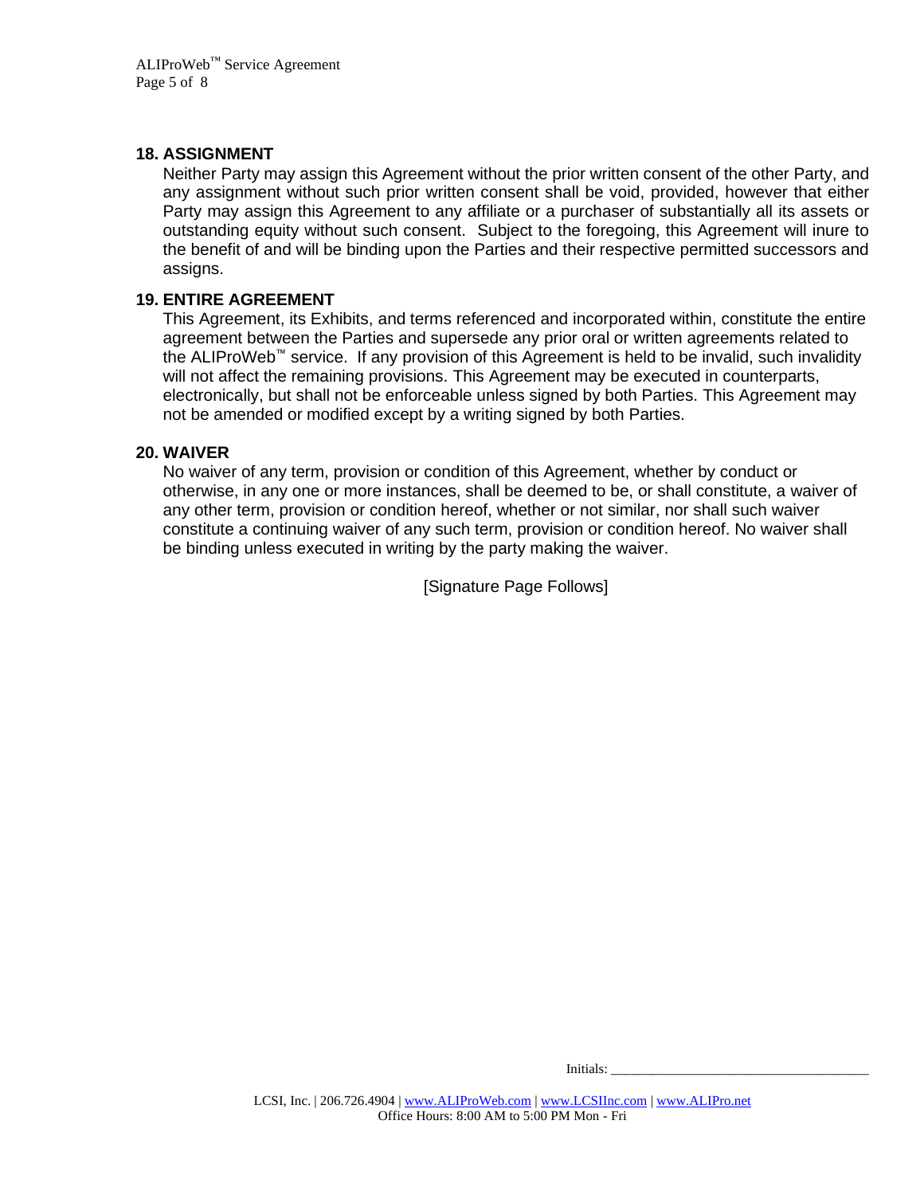## 18. ASSIGNMENT

Neither Party may assign this Agreement without the prior written consent of the other Party, and any assignment without such prior written consent shall be void, provided, however that either Party may assign this Agreement to any affiliate or a purchaser of substantially all its assets or outstanding equity without such consent. Subject to the foregoing, this Agreement will inure to the benefit of and will be binding upon the Parties and their respective permitted successors and assigns.

## 19. ENTIRE AGREEMENT

This Agreement, its Exhibits, and terms referenced and incorporated within, constitute the entire agreement between the Parties and supersede any prior oral or written agreements related to the ALIProWeb™ service. If any provision of this Agreement is held to be invalid, such invalidity will not affect the remaining provisions. This Agreement may be executed in counterparts, electronically, but shall not be enforceable unless signed by both Parties. This Agreement may not be amended or modified except by a writing signed by both Parties.

## 20. WAIVER

No waiver of any term, provision or condition of this Agreement, whether by conduct or otherwise, in any one or more instances, shall be deemed to be, or shall constitute, a waiver of any other term, provision or condition hereof, whether or not similar, nor shall such waiver constitute a continuing waiver of any such term, provision or condition hereof. No waiver shall be binding unless executed in writing by the party making the waiver.

[Signature Page Follows]

Initials: ____________________________________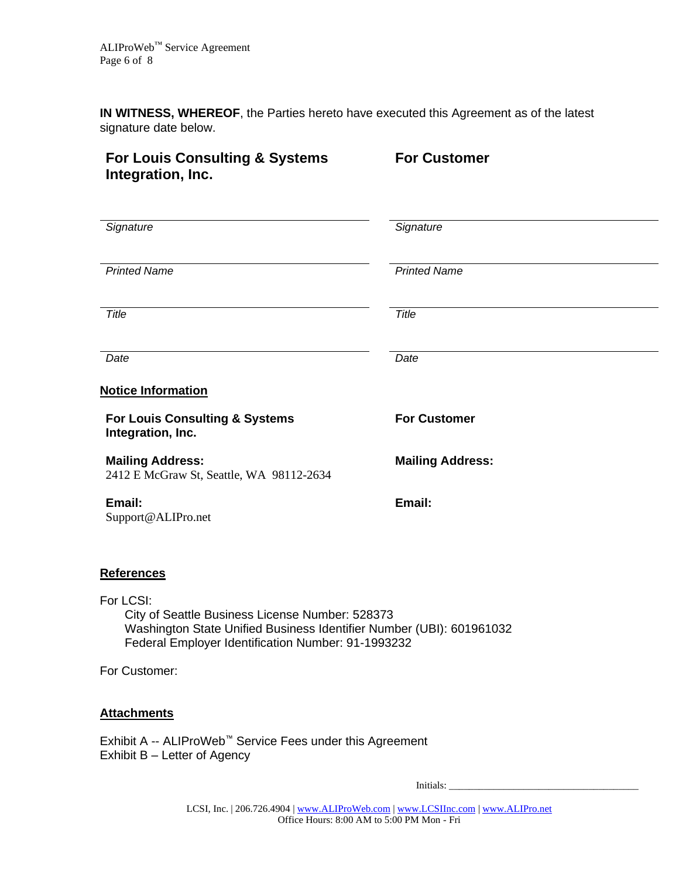**IN WITNESS, WHEREOF**, the Parties hereto have executed this Agreement as of the latest signature date below.

| **For Louis Consulting & Systems Integration, Inc.** | **For Customer** |
|---|---|
| | |
| *Signature* | *Signature* |
| | |
| *Printed Name* | *Printed Name* |
| | |
| *Title* | *Title* |
| | |
| *Date* | *Date* |

**Notice Information**

| **For Louis Consulting & Systems Integration, Inc.** | **For Customer** |
|---|---|
| **Mailing Address:** 2412 E McGraw St, Seattle, WA 98112-2634 | **Mailing Address:** |
| **Email:** Support@ALIPro.net | **Email:** |

**References**

For LCSI:

City of Seattle Business License Number: 528373
Washington State Unified Business Identifier Number (UBI): 601961032
Federal Employer Identification Number: 91-1993232

For Customer:

**Attachments**

Exhibit A -- ALIProWeb™ Service Fees under this Agreement
Exhibit B – Letter of Agency

Initials: ____________________________________

LCSI, Inc. | 206.726.4904 | www.ALIProWeb.com | www.LCSIInc.com | www.ALIPro.net
Office Hours: 8:00 AM to 5:00 PM Mon - Fri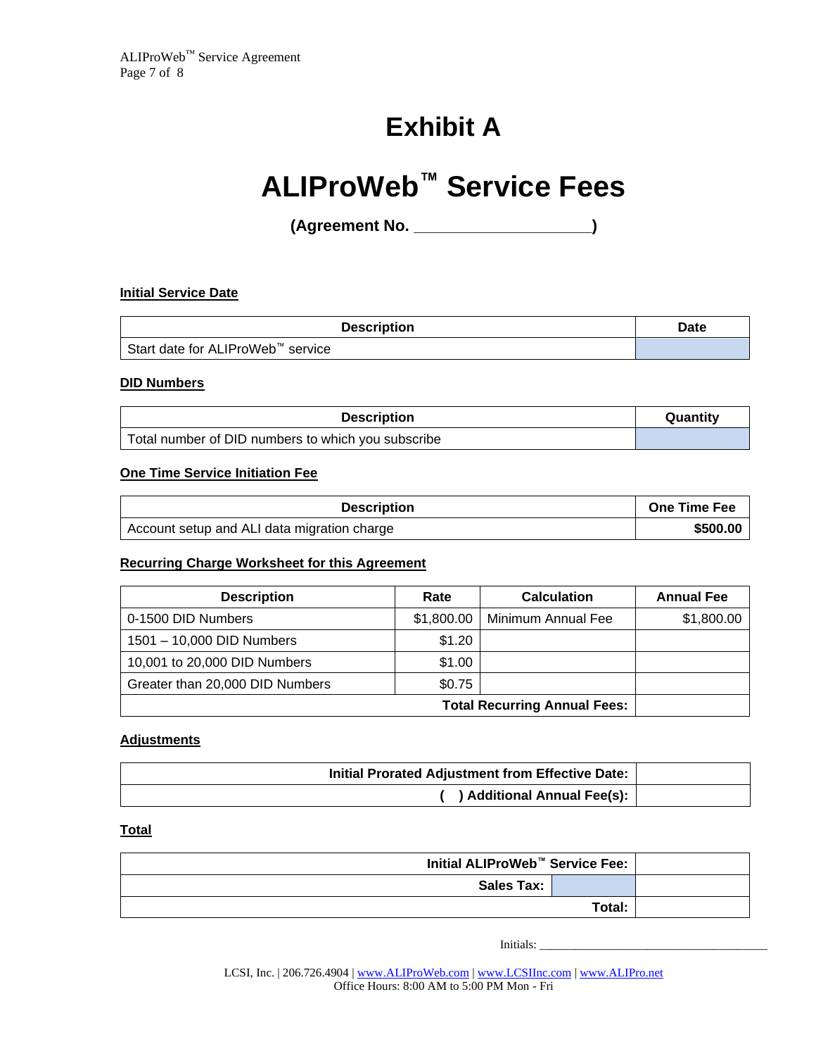# Exhibit A

# ALIProWeb™ Service Fees

**(Agreement No. ____________________)**

**Initial Service Date**

| Description | Date |
|---|---|
| Start date for ALIProWeb™ service | |

**DID Numbers**

| Description | Quantity |
|---|---|
| Total number of DID numbers to which you subscribe | |

**One Time Service Initiation Fee**

| Description | One Time Fee |
|---|---|
| Account setup and ALI data migration charge | **$500.00** |

**Recurring Charge Worksheet for this Agreement**

| Description | Rate | Calculation | Annual Fee |
|---|---|---|---|
| 0-1500 DID Numbers | $1,800.00 | Minimum Annual Fee | $1,800.00 |
| 1501 – 10,000 DID Numbers | $1.20 | | |
| 10,001 to 20,000 DID Numbers | $1.00 | | |
| Greater than 20,000 DID Numbers | $0.75 | | |
| | | **Total Recurring Annual Fees:** | |

**Adjustments**

| | |
|---|---|
| **Initial Prorated Adjustment from Effective Date:** | |
| **( ) Additional Annual Fee(s):** | |

**Total**

| | | |
|---|---|---|
| **Initial ALIProWeb™ Service Fee:** | | |
| **Sales Tax:** | | |
| **Total:** | | |

Initials: ______________________________________

LCSI, Inc. | 206.726.4904 | www.ALIProWeb.com | www.LCSIInc.com | www.ALIPro.net
Office Hours: 8:00 AM to 5:00 PM Mon - Fri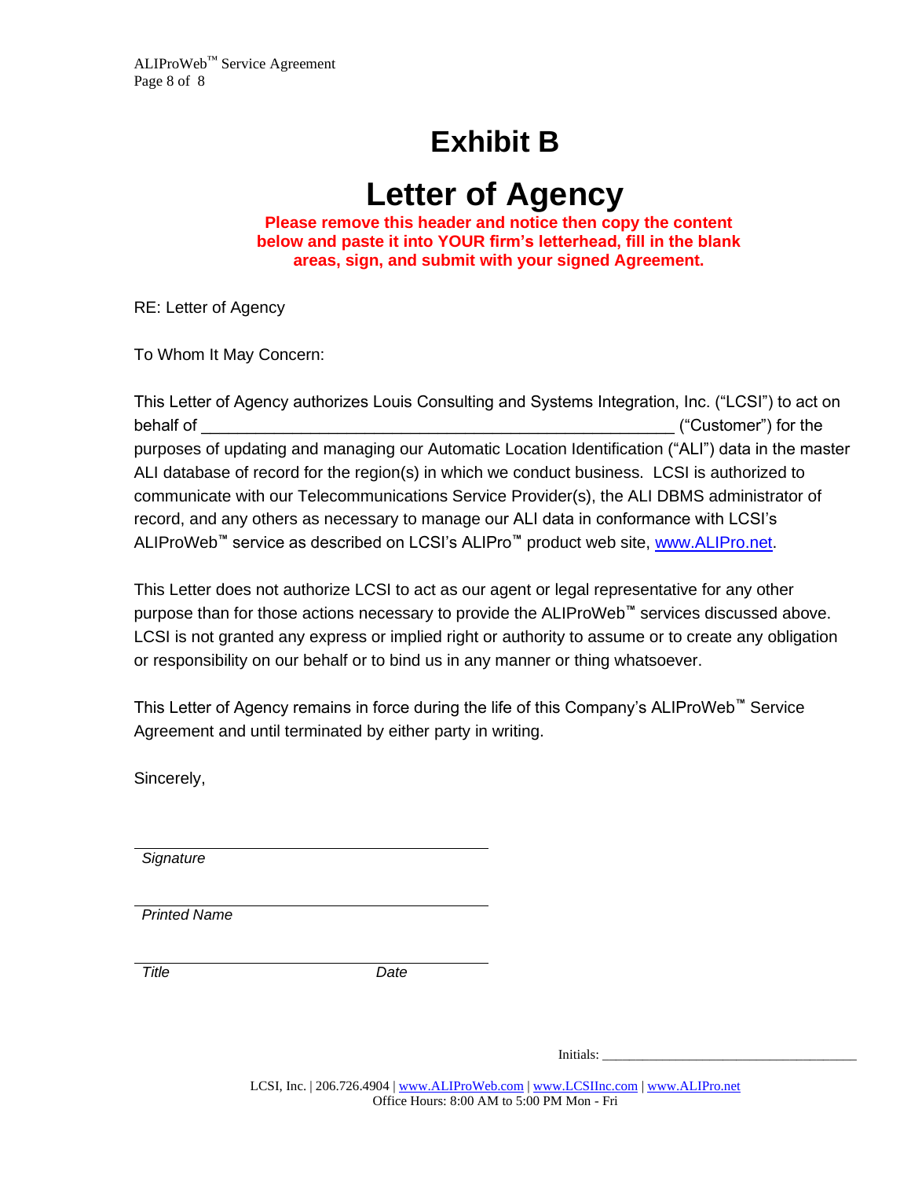# Exhibit B

# Letter of Agency

**Please remove this header and notice then copy the content below and paste it into YOUR firm's letterhead, fill in the blank areas, sign, and submit with your signed Agreement.**

RE: Letter of Agency

To Whom It May Concern:

This Letter of Agency authorizes Louis Consulting and Systems Integration, Inc. ("LCSI") to act on behalf of ______________________________________________________ ("Customer") for the purposes of updating and managing our Automatic Location Identification ("ALI") data in the master ALI database of record for the region(s) in which we conduct business. LCSI is authorized to communicate with our Telecommunications Service Provider(s), the ALI DBMS administrator of record, and any others as necessary to manage our ALI data in conformance with LCSI's ALIProWeb™ service as described on LCSI's ALIPro™ product web site, www.ALIPro.net.

This Letter does not authorize LCSI to act as our agent or legal representative for any other purpose than for those actions necessary to provide the ALIProWeb™ services discussed above. LCSI is not granted any express or implied right or authority to assume or to create any obligation or responsibility on our behalf or to bind us in any manner or thing whatsoever.

This Letter of Agency remains in force during the life of this Company's ALIProWeb™ Service Agreement and until terminated by either party in writing.

Sincerely,

________________________________________
*Signature*

________________________________________
*Printed Name*

________________________________________
*Title* *Date*

Initials: ____________________________________

LCSI, Inc. | 206.726.4904 | www.ALIProWeb.com | www.LCSIInc.com | www.ALIPro.net
Office Hours: 8:00 AM to 5:00 PM Mon - Fri